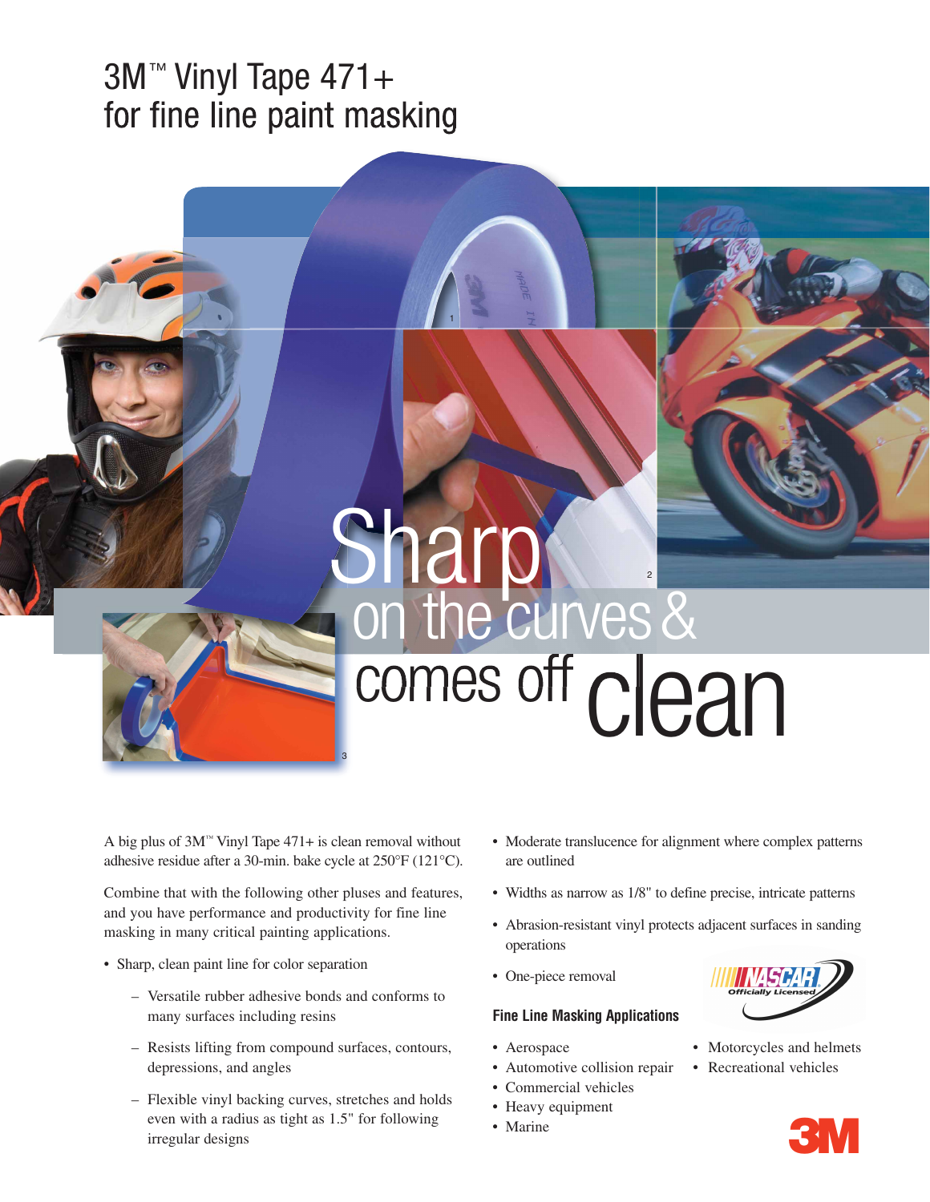# 3M™ Vinyl Tape 471+ for fine line paint masking

## Sharp on the curves & comes off clean

A big plus of 3M™ Vinyl Tape 471+ is clean removal without adhesive residue after a 30-min. bake cycle at 250°F (121°C).

Combine that with the following other pluses and features, and you have performance and productivity for fine line masking in many critical painting applications.

- Sharp, clean paint line for color separation
  - Versatile rubber adhesive bonds and conforms to many surfaces including resins
  - Resists lifting from compound surfaces, contours, depressions, and angles
  - Flexible vinyl backing curves, stretches and holds even with a radius as tight as 1.5" for following irregular designs
- Moderate translucence for alignment where complex patterns are outlined
- Widths as narrow as 1/8" to define precise, intricate patterns
- Abrasion-resistant vinyl protects adjacent surfaces in sanding operations
- One-piece removal

### Fine Line Masking Applications

- Aerospace
- Automotive collision repair
- Commercial vehicles
- Heavy equipment
- Marine
- Motorcycles and helmets
- Recreational vehicles

NASCAR Officially Licensed

3M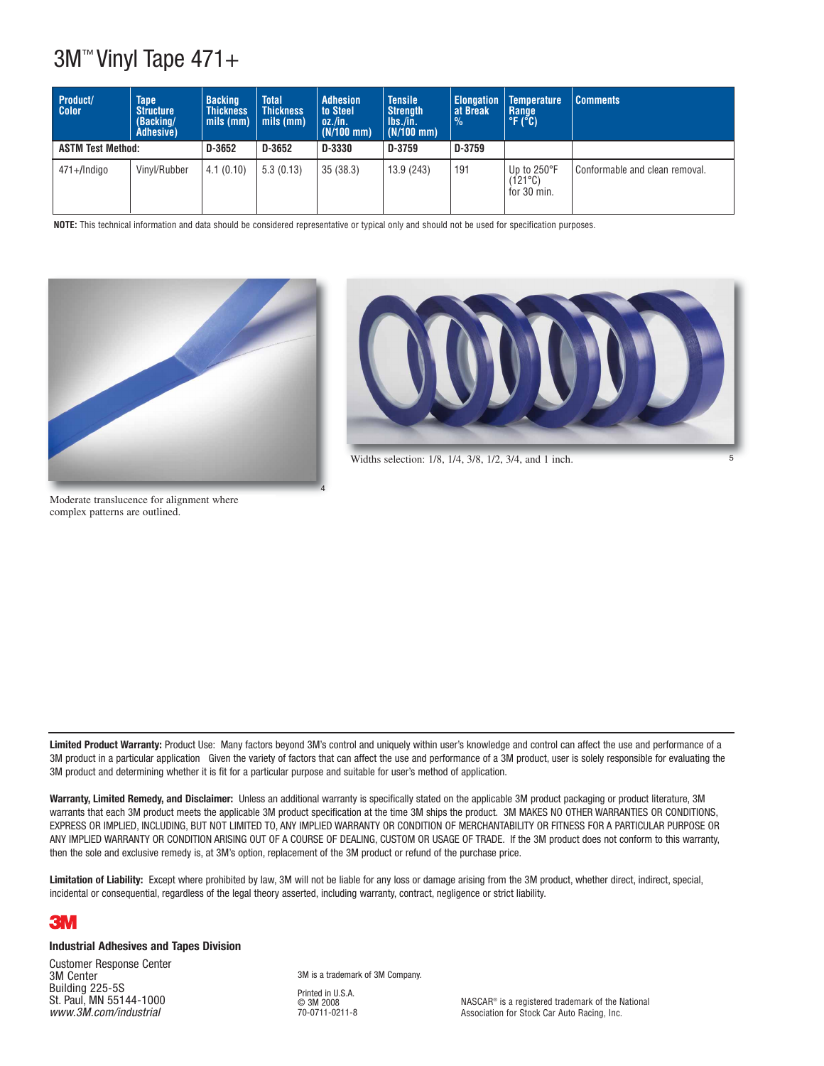# 3M™ Vinyl Tape 471+

| Product/ Color | Tape Structure (Backing/ Adhesive) | Backing Thickness mils (mm) | Total Thickness mils (mm) | Adhesion to Steel oz./in. (N/100 mm) | Tensile Strength lbs./in. (N/100 mm) | Elongation at Break % | Temperature Range °F (°C) | Comments |
|---|---|---|---|---|---|---|---|---|
| **ASTM Test Method:** | | **D-3652** | **D-3652** | **D-3330** | **D-3759** | **D-3759** | | |
| 471+/Indigo | Vinyl/Rubber | 4.1 (0.10) | 5.3 (0.13) | 35 (38.3) | 13.9 (243) | 191 | Up to 250°F (121°C) for 30 min. | Conformable and clean removal. |

**NOTE:** This technical information and data should be considered representative or typical only and should not be used for specification purposes.

Moderate translucence for alignment where complex patterns are outlined.

Widths selection: 1/8, 1/4, 3/8, 1/2, 3/4, and 1 inch.

**Limited Product Warranty:** Product Use: Many factors beyond 3M's control and uniquely within user's knowledge and control can affect the use and performance of a 3M product in a particular application Given the variety of factors that can affect the use and performance of a 3M product, user is solely responsible for evaluating the 3M product and determining whether it is fit for a particular purpose and suitable for user's method of application.

**Warranty, Limited Remedy, and Disclaimer:** Unless an additional warranty is specifically stated on the applicable 3M product packaging or product literature, 3M warrants that each 3M product meets the applicable 3M product specification at the time 3M ships the product. 3M MAKES NO OTHER WARRANTIES OR CONDITIONS, EXPRESS OR IMPLIED, INCLUDING, BUT NOT LIMITED TO, ANY IMPLIED WARRANTY OR CONDITION OF MERCHANTABILITY OR FITNESS FOR A PARTICULAR PURPOSE OR ANY IMPLIED WARRANTY OR CONDITION ARISING OUT OF A COURSE OF DEALING, CUSTOM OR USAGE OF TRADE. If the 3M product does not conform to this warranty, then the sole and exclusive remedy is, at 3M's option, replacement of the 3M product or refund of the purchase price.

**Limitation of Liability:** Except where prohibited by law, 3M will not be liable for any loss or damage arising from the 3M product, whether direct, indirect, special, incidental or consequential, regardless of the legal theory asserted, including warranty, contract, negligence or strict liability.

**3M**

**Industrial Adhesives and Tapes Division**

Customer Response Center
3M Center
Building 225-5S
St. Paul, MN 55144-1000
*www.3M.com/industrial*

3M is a trademark of 3M Company.

Printed in U.S.A.
© 3M 2008
70-0711-0211-8

NASCAR® is a registered trademark of the National Association for Stock Car Auto Racing, Inc.